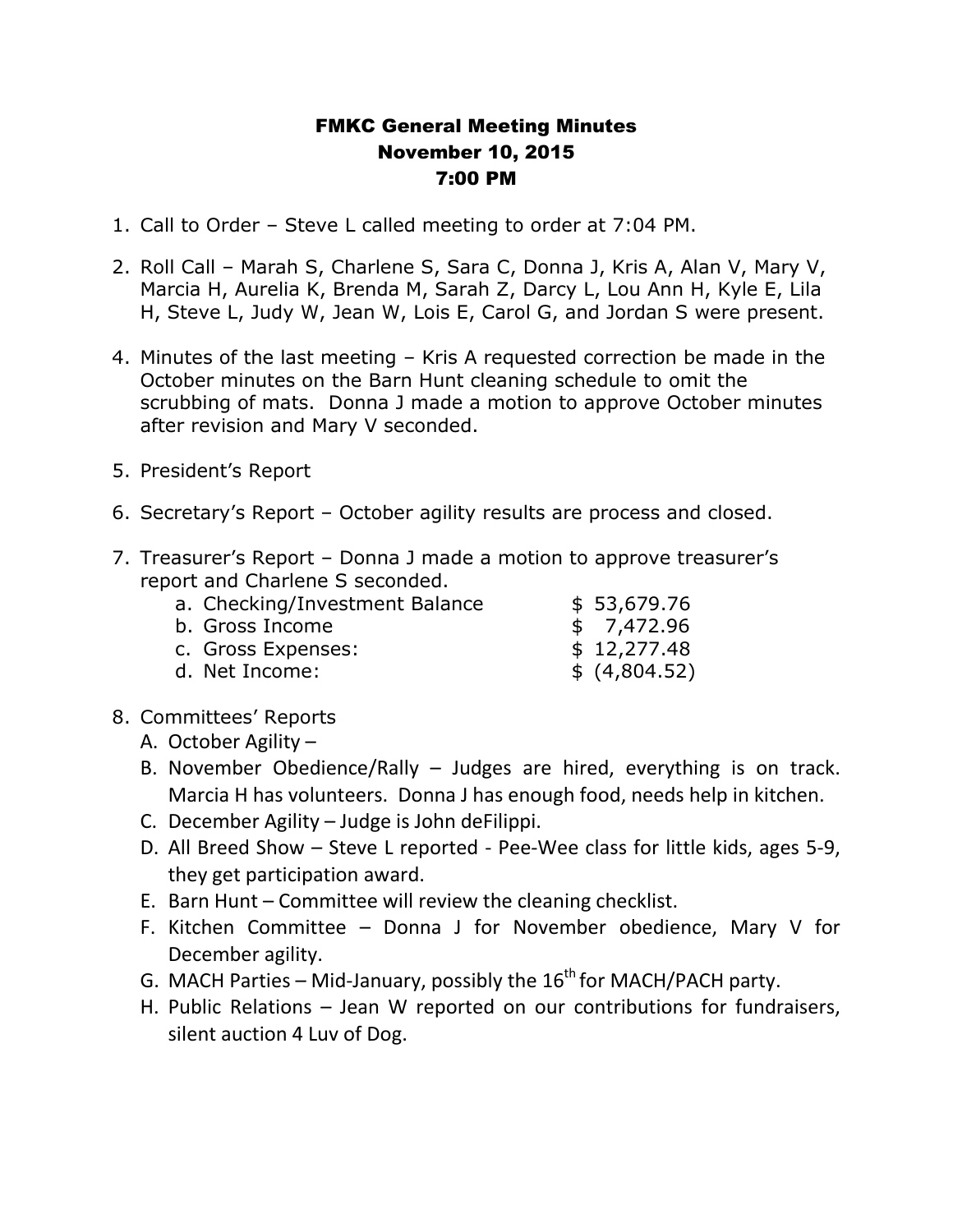# FMKC General Meeting Minutes
## November 10, 2015
## 7:00 PM

1. Call to Order – Steve L called meeting to order at 7:04 PM.

2. Roll Call – Marah S, Charlene S, Sara C, Donna J, Kris A, Alan V, Mary V, Marcia H, Aurelia K, Brenda M, Sarah Z, Darcy L, Lou Ann H, Kyle E, Lila H, Steve L, Judy W, Jean W, Lois E, Carol G, and Jordan S were present.

4. Minutes of the last meeting – Kris A requested correction be made in the October minutes on the Barn Hunt cleaning schedule to omit the scrubbing of mats. Donna J made a motion to approve October minutes after revision and Mary V seconded.

5. President's Report

6. Secretary's Report – October agility results are process and closed.

7. Treasurer's Report – Donna J made a motion to approve treasurer's report and Charlene S seconded.
   a. Checking/Investment Balance $ 53,679.76
   b. Gross Income $ 7,472.96
   c. Gross Expenses: $ 12,277.48
   d. Net Income: $ (4,804.52)

8. Committees' Reports
   A. October Agility –
   B. November Obedience/Rally – Judges are hired, everything is on track. Marcia H has volunteers. Donna J has enough food, needs help in kitchen.
   C. December Agility – Judge is John deFilippi.
   D. All Breed Show – Steve L reported - Pee-Wee class for little kids, ages 5-9, they get participation award.
   E. Barn Hunt – Committee will review the cleaning checklist.
   F. Kitchen Committee – Donna J for November obedience, Mary V for December agility.
   G. MACH Parties – Mid-January, possibly the 16th for MACH/PACH party.
   H. Public Relations – Jean W reported on our contributions for fundraisers, silent auction 4 Luv of Dog.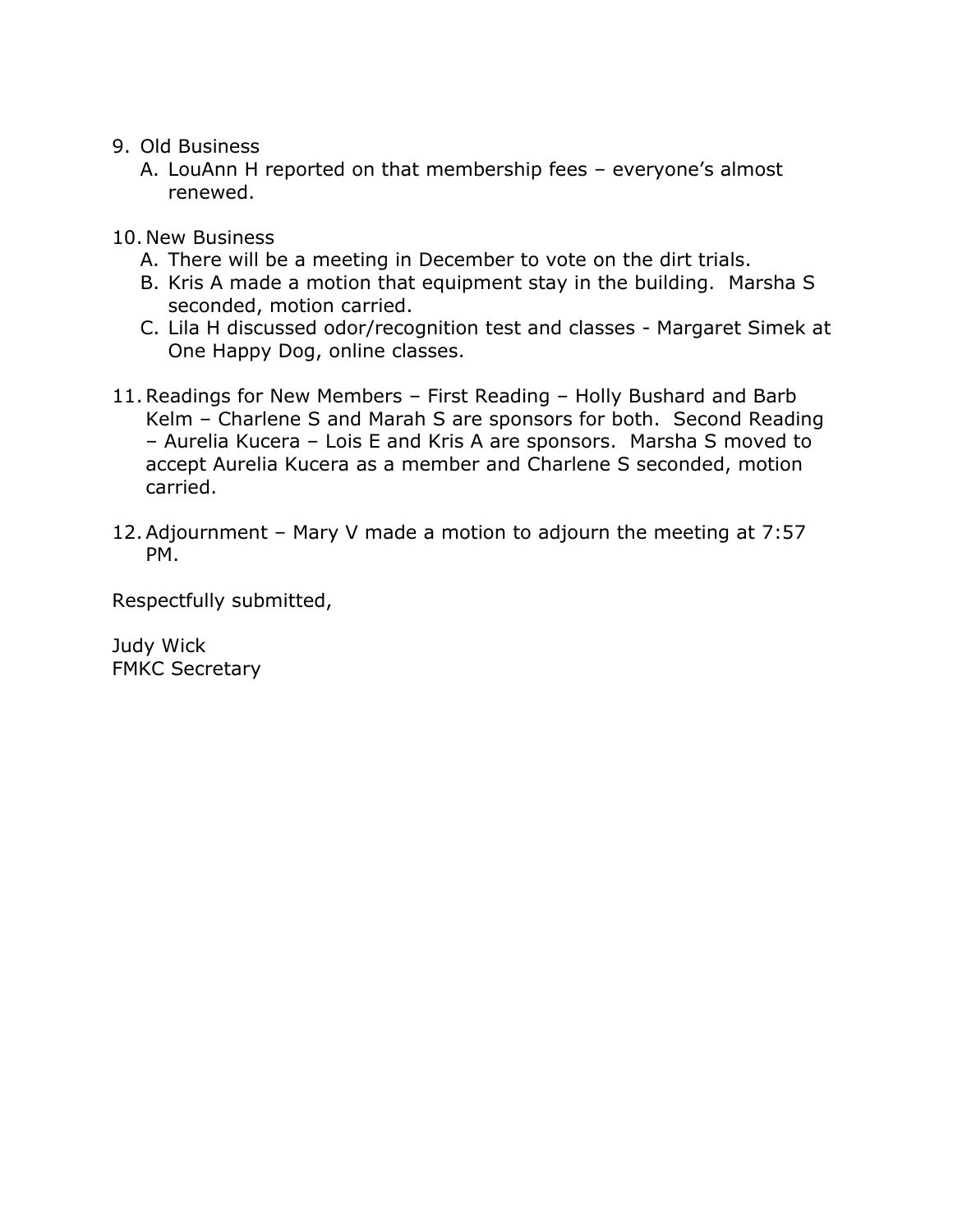9. Old Business
   A. LouAnn H reported on that membership fees – everyone's almost renewed.

10. New Business
    A. There will be a meeting in December to vote on the dirt trials.
    B. Kris A made a motion that equipment stay in the building. Marsha S seconded, motion carried.
    C. Lila H discussed odor/recognition test and classes - Margaret Simek at One Happy Dog, online classes.

11. Readings for New Members – First Reading – Holly Bushard and Barb Kelm – Charlene S and Marah S are sponsors for both. Second Reading – Aurelia Kucera – Lois E and Kris A are sponsors. Marsha S moved to accept Aurelia Kucera as a member and Charlene S seconded, motion carried.

12. Adjournment – Mary V made a motion to adjourn the meeting at 7:57 PM.

Respectfully submitted,

Judy Wick
FMKC Secretary